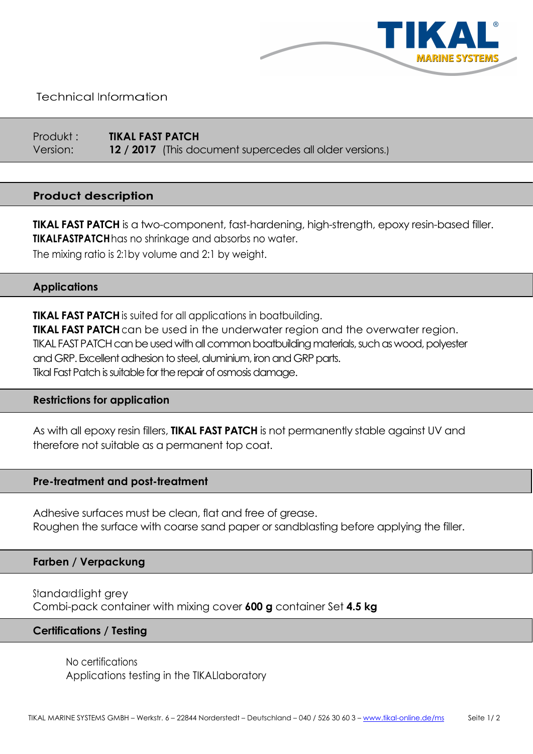TIKAL
MARINE SYSTEMS

Technical Information

Produkt : **TIKAL FAST PATCH**
Version: **12 / 2017** (This document supercedes all older versions.)

## Product description

**TIKAL FAST PATCH** is a two-component, fast-hardening, high-strength, epoxy resin-based filler.
**TIKALFASTPATCH** has no shrinkage and absorbs no water.
The mixing ratio is 2:1by volume and 2:1 by weight.

## Applications

**TIKAL FAST PATCH** is suited for all applications in boatbuilding.
**TIKAL FAST PATCH** can be used in the underwater region and the overwater region.
TIKAL FAST PATCH can be used with all common boatbuilding materials, such as wood, polyester and GRP. Excellent adhesion to steel, aluminium, iron and GRP parts.
Tikal Fast Patch is suitable for the repair of osmosis damage.

## Restrictions for application

As with all epoxy resin fillers, **TIKAL FAST PATCH** is not permanently stable against UV and therefore not suitable as a permanent top coat.

## Pre-treatment and post-treatment

Adhesive surfaces must be clean, flat and free of grease.
Roughen the surface with coarse sand paper or sandblasting before applying the filler.

## Farben / Verpackung

Standard:light grey
Combi-pack container with mixing cover **600 g** container Set **4.5 kg**

## Certifications / Testing

No certifications
Applications testing in the TIKALlaboratory

TIKAL MARINE SYSTEMS GMBH – Werkstr. 6 – 22844 Norderstedt – Deutschland – 040 / 526 30 60 3 – www.tikal-online.de/ms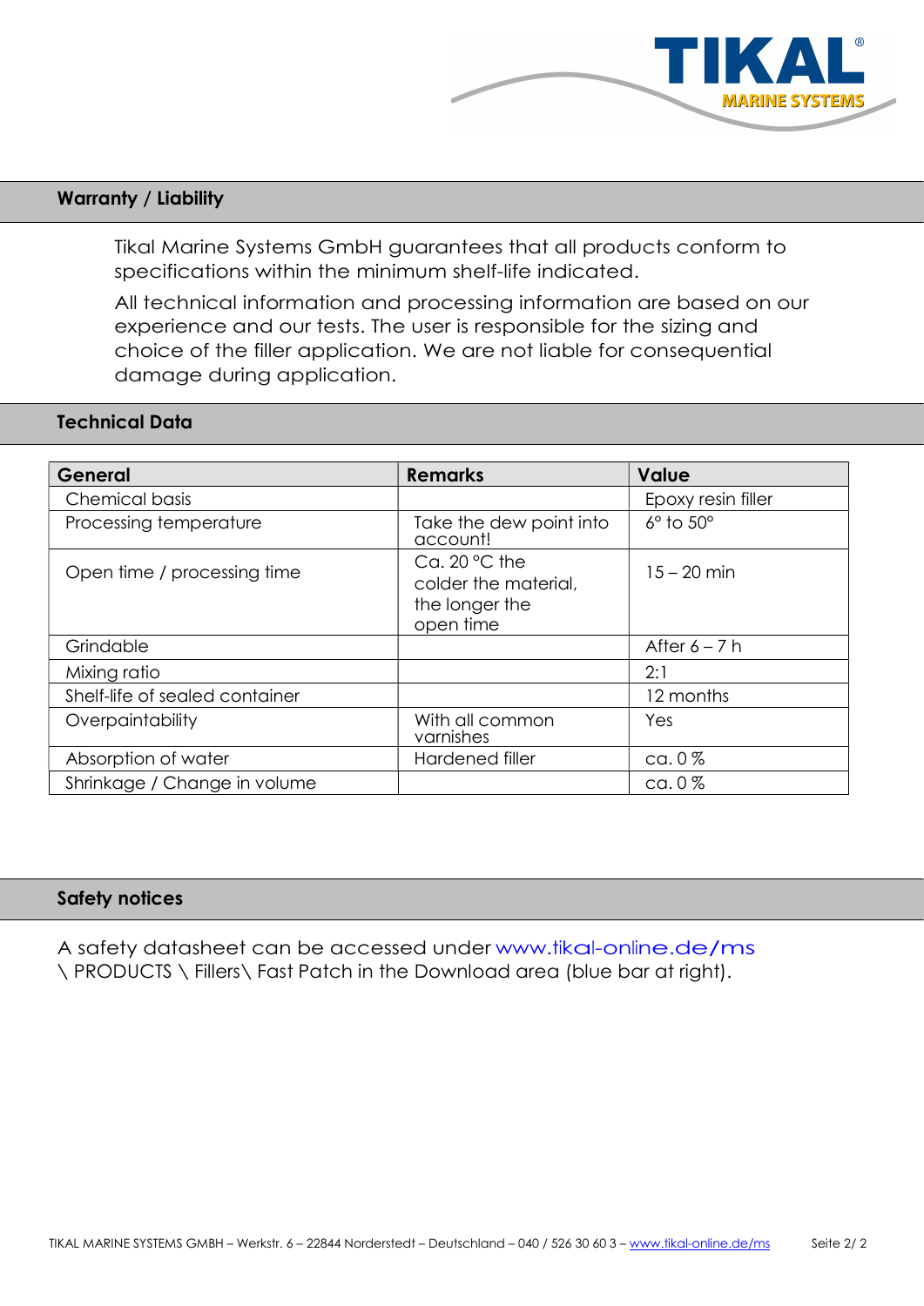## Warranty / Liability

Tikal Marine Systems GmbH guarantees that all products conform to specifications within the minimum shelf-life indicated.

All technical information and processing information are based on our experience and our tests. The user is responsible for the sizing and choice of the filler application. We are not liable for consequential damage during application.

## Technical Data

| General | Remarks | Value |
|---|---|---|
| Chemical basis | | Epoxy resin filler |
| Processing temperature | Take the dew point into account! | 6° to 50° |
| Open time / processing time | Ca. 20 °C the colder the material, the longer the open time | 15 – 20 min |
| Grindable | | After 6 – 7 h |
| Mixing ratio | | 2:1 |
| Shelf-life of sealed container | | 12 months |
| Overpaintability | With all common varnishes | Yes |
| Absorption of water | Hardened filler | ca. 0 % |
| Shrinkage / Change in volume | | ca. 0 % |

## Safety notices

A safety datasheet can be accessed under www.tikal-online.de/ms \ PRODUCTS \ Fillers\ Fast Patch in the Download area (blue bar at right).

TIKAL MARINE SYSTEMS GMBH – Werkstr. 6 – 22844 Norderstedt – Deutschland – 040 / 526 30 60 3 – www.tikal-online.de/ms